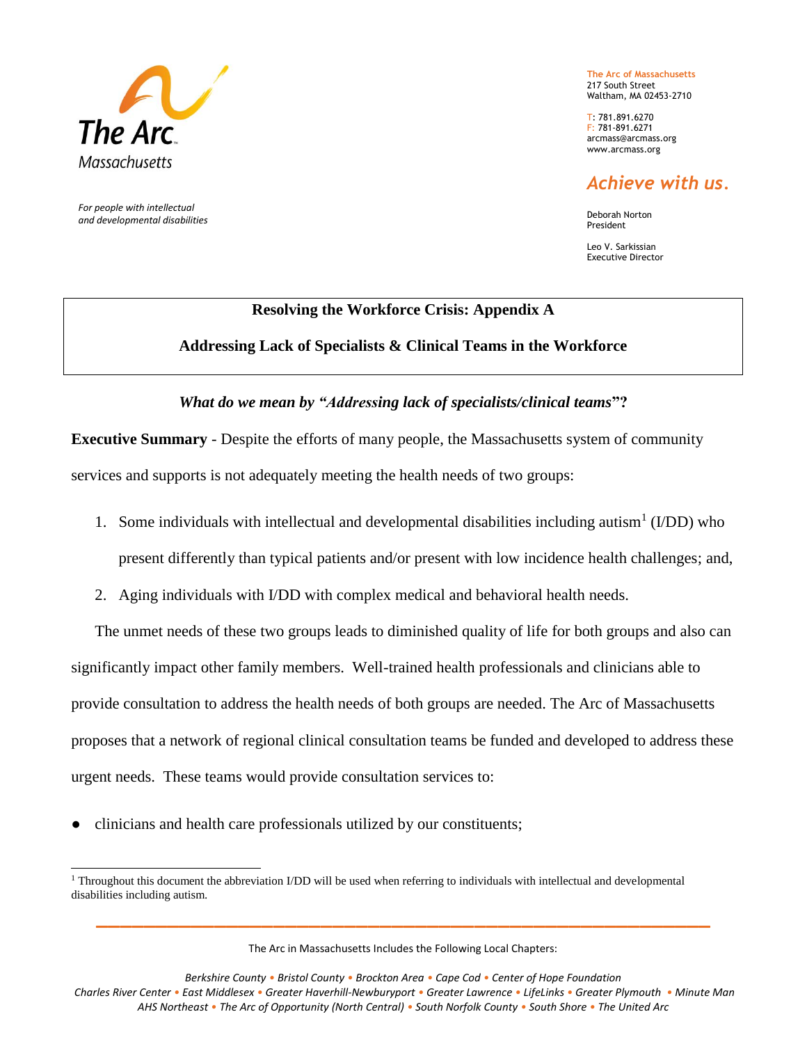The Arc Massachusetts

*For people with intellectual and developmental disabilities*

**The Arc of Massachusetts**
217 South Street
Waltham, MA 02453-2710

T: 781.891.6270
F: 781-891.6271
arcmass@arcmass.org
www.arcmass.org

*Achieve with us.*

Deborah Norton
President

Leo V. Sarkissian
Executive Director

## Resolving the Workforce Crisis: Appendix A

## Addressing Lack of Specialists & Clinical Teams in the Workforce

***What do we mean by "Addressing lack of specialists/clinical teams"?***

**Executive Summary** - Despite the efforts of many people, the Massachusetts system of community services and supports is not adequately meeting the health needs of two groups:

1. Some individuals with intellectual and developmental disabilities including autism[1] (I/DD) who present differently than typical patients and/or present with low incidence health challenges; and,
2. Aging individuals with I/DD with complex medical and behavioral health needs.

The unmet needs of these two groups leads to diminished quality of life for both groups and also can significantly impact other family members. Well-trained health professionals and clinicians able to provide consultation to address the health needs of both groups are needed. The Arc of Massachusetts proposes that a network of regional clinical consultation teams be funded and developed to address these urgent needs. These teams would provide consultation services to:

- clinicians and health care professionals utilized by our constituents;

[1] Throughout this document the abbreviation I/DD will be used when referring to individuals with intellectual and developmental disabilities including autism.

The Arc in Massachusetts Includes the Following Local Chapters:

*Berkshire County • Bristol County • Brockton Area • Cape Cod • Center of Hope Foundation*
*Charles River Center • East Middlesex • Greater Haverhill-Newburyport • Greater Lawrence • LifeLinks • Greater Plymouth • Minute Man*
*AHS Northeast • The Arc of Opportunity (North Central) • South Norfolk County • South Shore • The United Arc*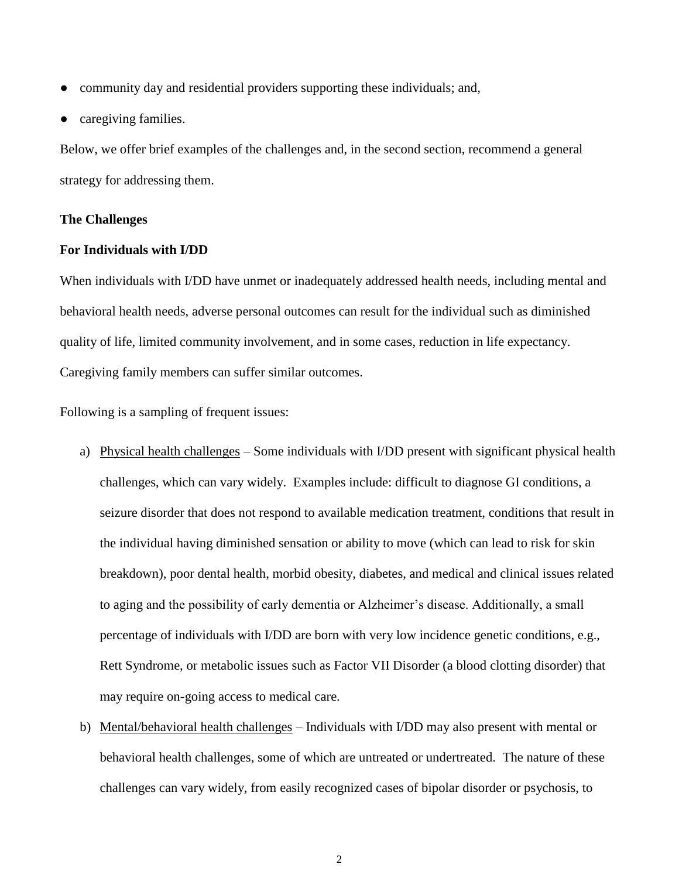- community day and residential providers supporting these individuals; and,
- caregiving families.

Below, we offer brief examples of the challenges and, in the second section, recommend a general strategy for addressing them.

**The Challenges**

**For Individuals with I/DD**

When individuals with I/DD have unmet or inadequately addressed health needs, including mental and behavioral health needs, adverse personal outcomes can result for the individual such as diminished quality of life, limited community involvement, and in some cases, reduction in life expectancy. Caregiving family members can suffer similar outcomes.

Following is a sampling of frequent issues:

a) Physical health challenges – Some individuals with I/DD present with significant physical health challenges, which can vary widely. Examples include: difficult to diagnose GI conditions, a seizure disorder that does not respond to available medication treatment, conditions that result in the individual having diminished sensation or ability to move (which can lead to risk for skin breakdown), poor dental health, morbid obesity, diabetes, and medical and clinical issues related to aging and the possibility of early dementia or Alzheimer's disease. Additionally, a small percentage of individuals with I/DD are born with very low incidence genetic conditions, e.g., Rett Syndrome, or metabolic issues such as Factor VII Disorder (a blood clotting disorder) that may require on-going access to medical care.

b) Mental/behavioral health challenges – Individuals with I/DD may also present with mental or behavioral health challenges, some of which are untreated or undertreated. The nature of these challenges can vary widely, from easily recognized cases of bipolar disorder or psychosis, to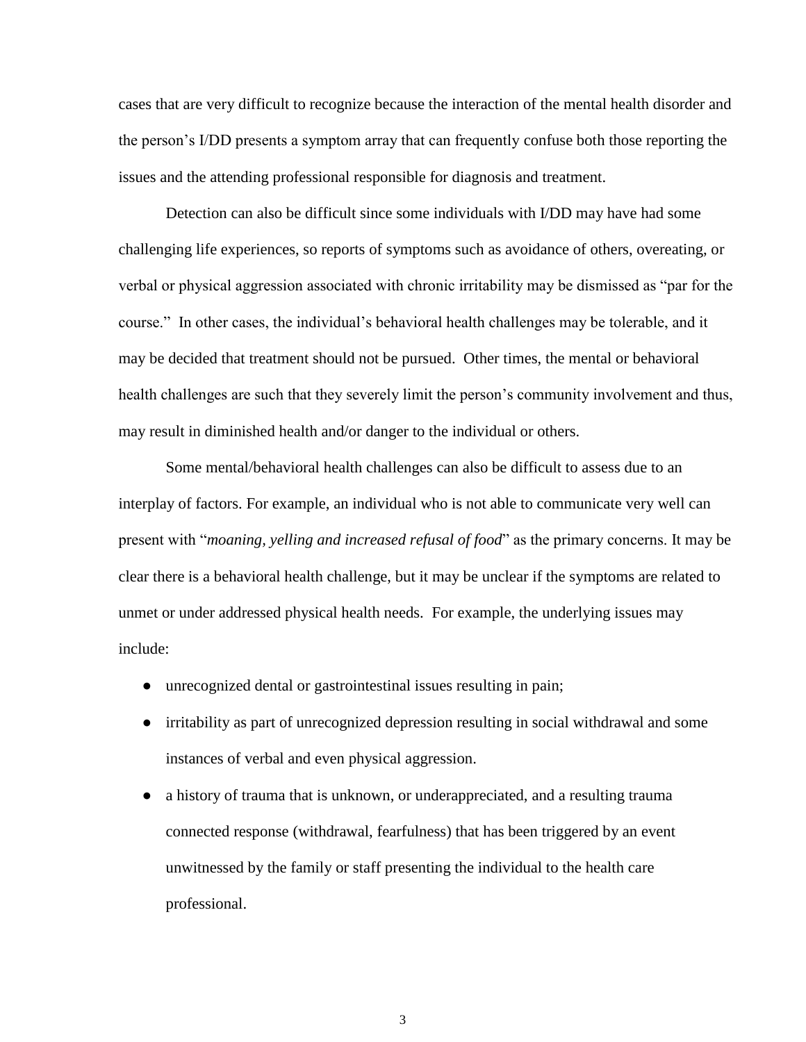cases that are very difficult to recognize because the interaction of the mental health disorder and the person's I/DD presents a symptom array that can frequently confuse both those reporting the issues and the attending professional responsible for diagnosis and treatment.

Detection can also be difficult since some individuals with I/DD may have had some challenging life experiences, so reports of symptoms such as avoidance of others, overeating, or verbal or physical aggression associated with chronic irritability may be dismissed as "par for the course." In other cases, the individual's behavioral health challenges may be tolerable, and it may be decided that treatment should not be pursued. Other times, the mental or behavioral health challenges are such that they severely limit the person's community involvement and thus, may result in diminished health and/or danger to the individual or others.

Some mental/behavioral health challenges can also be difficult to assess due to an interplay of factors. For example, an individual who is not able to communicate very well can present with "*moaning, yelling and increased refusal of food*" as the primary concerns. It may be clear there is a behavioral health challenge, but it may be unclear if the symptoms are related to unmet or under addressed physical health needs. For example, the underlying issues may include:

- unrecognized dental or gastrointestinal issues resulting in pain;
- irritability as part of unrecognized depression resulting in social withdrawal and some instances of verbal and even physical aggression.
- a history of trauma that is unknown, or underappreciated, and a resulting trauma connected response (withdrawal, fearfulness) that has been triggered by an event unwitnessed by the family or staff presenting the individual to the health care professional.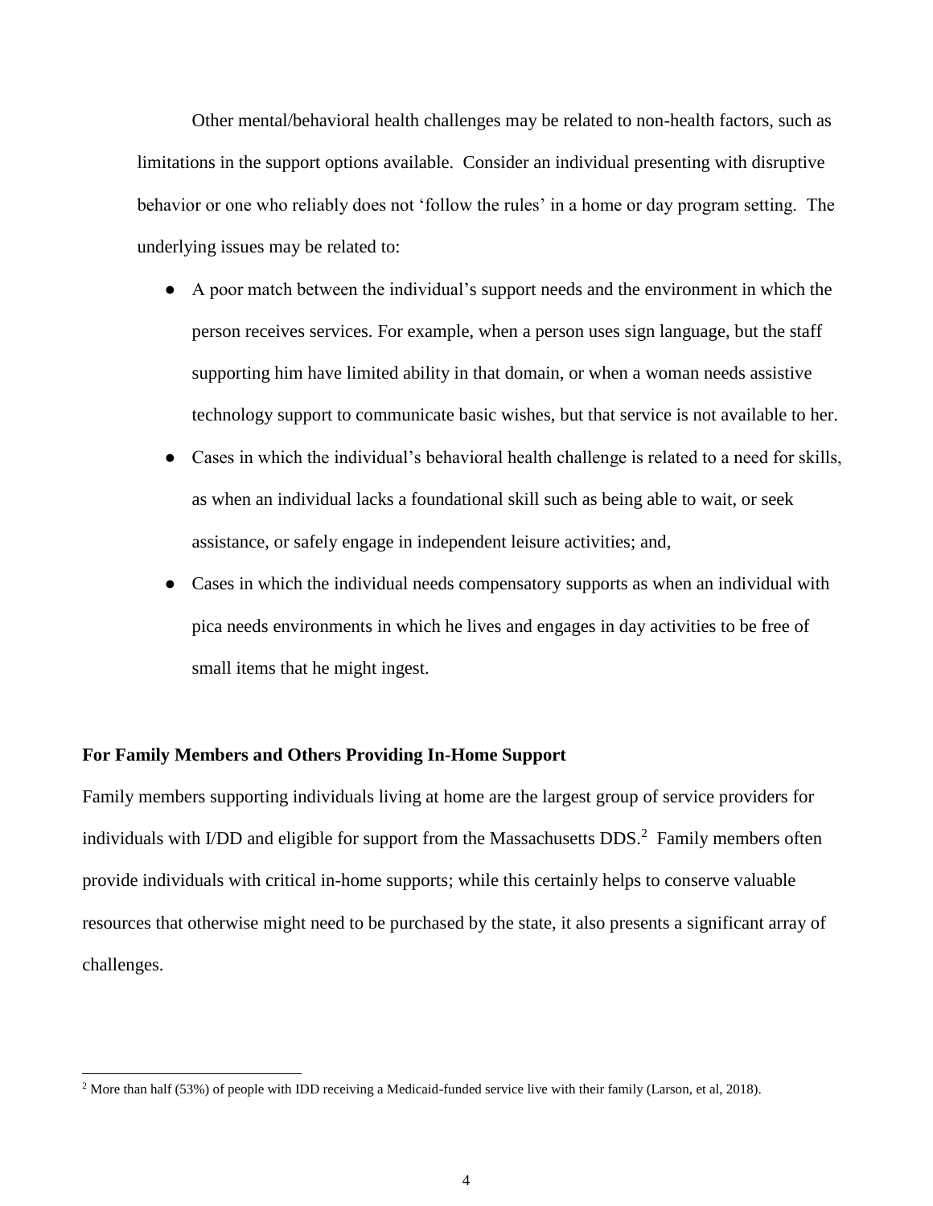Other mental/behavioral health challenges may be related to non-health factors, such as limitations in the support options available. Consider an individual presenting with disruptive behavior or one who reliably does not 'follow the rules' in a home or day program setting. The underlying issues may be related to:

- A poor match between the individual's support needs and the environment in which the person receives services. For example, when a person uses sign language, but the staff supporting him have limited ability in that domain, or when a woman needs assistive technology support to communicate basic wishes, but that service is not available to her.
- Cases in which the individual's behavioral health challenge is related to a need for skills, as when an individual lacks a foundational skill such as being able to wait, or seek assistance, or safely engage in independent leisure activities; and,
- Cases in which the individual needs compensatory supports as when an individual with pica needs environments in which he lives and engages in day activities to be free of small items that he might ingest.

**For Family Members and Others Providing In-Home Support**

Family members supporting individuals living at home are the largest group of service providers for individuals with I/DD and eligible for support from the Massachusetts DDS.[2] Family members often provide individuals with critical in-home supports; while this certainly helps to conserve valuable resources that otherwise might need to be purchased by the state, it also presents a significant array of challenges.

[2] More than half (53%) of people with IDD receiving a Medicaid-funded service live with their family (Larson, et al, 2018).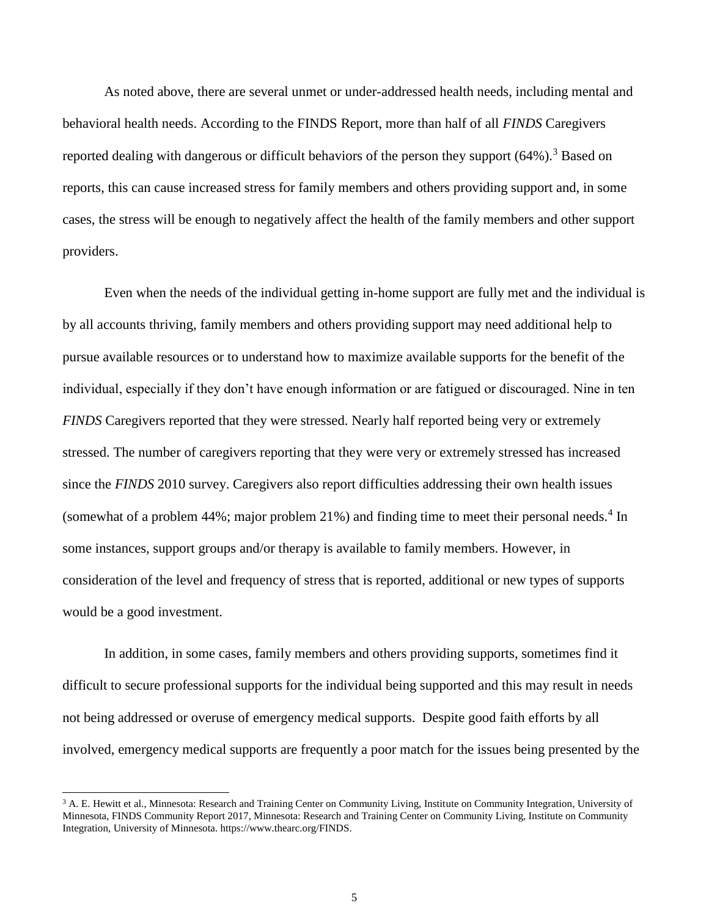As noted above, there are several unmet or under-addressed health needs, including mental and behavioral health needs. According to the FINDS Report, more than half of all *FINDS* Caregivers reported dealing with dangerous or difficult behaviors of the person they support (64%).[3] Based on reports, this can cause increased stress for family members and others providing support and, in some cases, the stress will be enough to negatively affect the health of the family members and other support providers.

Even when the needs of the individual getting in-home support are fully met and the individual is by all accounts thriving, family members and others providing support may need additional help to pursue available resources or to understand how to maximize available supports for the benefit of the individual, especially if they don't have enough information or are fatigued or discouraged. Nine in ten *FINDS* Caregivers reported that they were stressed. Nearly half reported being very or extremely stressed. The number of caregivers reporting that they were very or extremely stressed has increased since the *FINDS* 2010 survey. Caregivers also report difficulties addressing their own health issues (somewhat of a problem 44%; major problem 21%) and finding time to meet their personal needs.[4] In some instances, support groups and/or therapy is available to family members. However, in consideration of the level and frequency of stress that is reported, additional or new types of supports would be a good investment.

In addition, in some cases, family members and others providing supports, sometimes find it difficult to secure professional supports for the individual being supported and this may result in needs not being addressed or overuse of emergency medical supports. Despite good faith efforts by all involved, emergency medical supports are frequently a poor match for the issues being presented by the

---

[3] A. E. Hewitt et al., Minnesota: Research and Training Center on Community Living, Institute on Community Integration, University of Minnesota, FINDS Community Report 2017, Minnesota: Research and Training Center on Community Living, Institute on Community Integration, University of Minnesota. https://www.thearc.org/FINDS.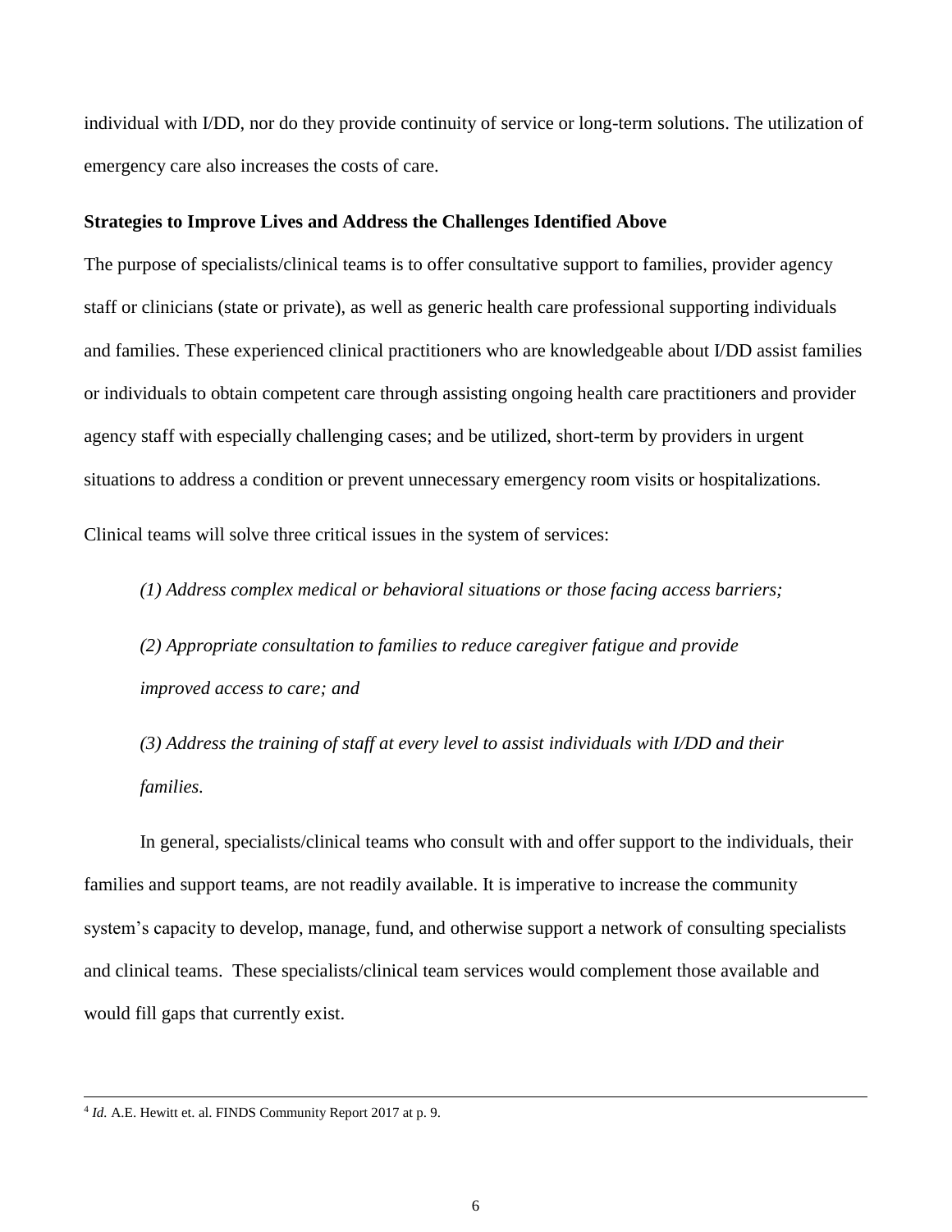individual with I/DD, nor do they provide continuity of service or long-term solutions. The utilization of emergency care also increases the costs of care.

**Strategies to Improve Lives and Address the Challenges Identified Above**

The purpose of specialists/clinical teams is to offer consultative support to families, provider agency staff or clinicians (state or private), as well as generic health care professional supporting individuals and families. These experienced clinical practitioners who are knowledgeable about I/DD assist families or individuals to obtain competent care through assisting ongoing health care practitioners and provider agency staff with especially challenging cases; and be utilized, short-term by providers in urgent situations to address a condition or prevent unnecessary emergency room visits or hospitalizations.

Clinical teams will solve three critical issues in the system of services:

*(1) Address complex medical or behavioral situations or those facing access barriers;*

*(2) Appropriate consultation to families to reduce caregiver fatigue and provide improved access to care; and*

*(3) Address the training of staff at every level to assist individuals with I/DD and their families.*

In general, specialists/clinical teams who consult with and offer support to the individuals, their families and support teams, are not readily available. It is imperative to increase the community system's capacity to develop, manage, fund, and otherwise support a network of consulting specialists and clinical teams. These specialists/clinical team services would complement those available and would fill gaps that currently exist.

---

[4] *Id.* A.E. Hewitt et. al. FINDS Community Report 2017 at p. 9.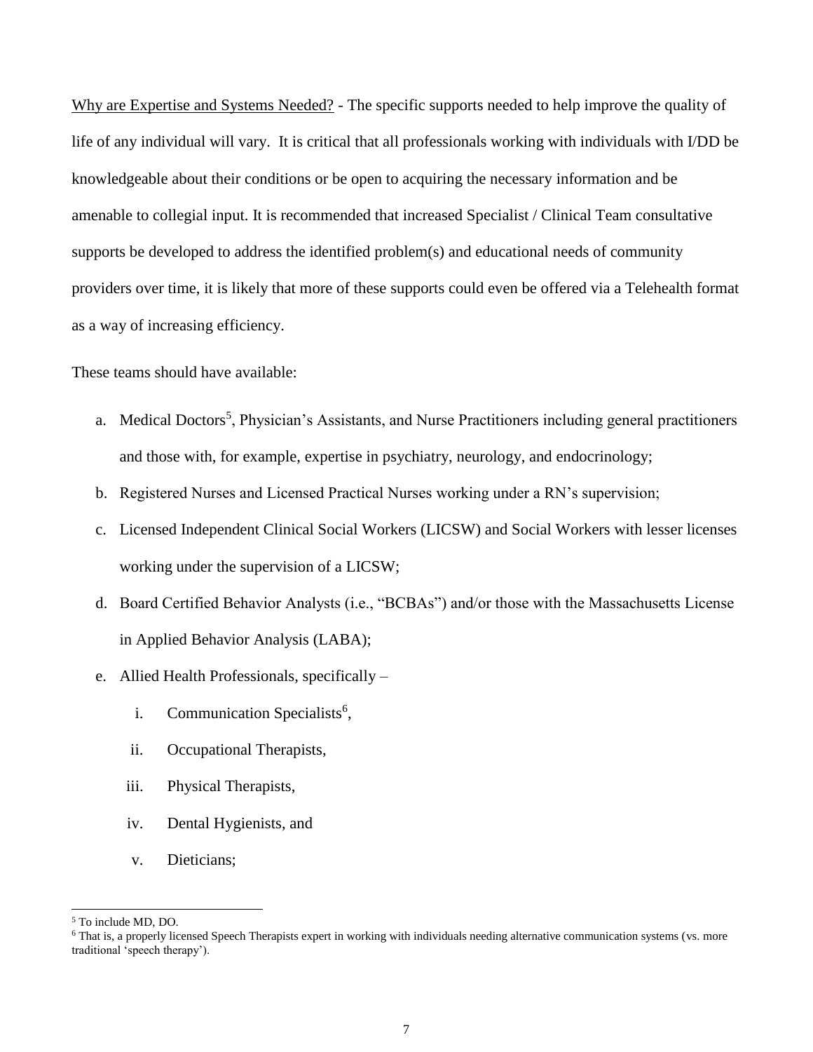Why are Expertise and Systems Needed? - The specific supports needed to help improve the quality of life of any individual will vary. It is critical that all professionals working with individuals with I/DD be knowledgeable about their conditions or be open to acquiring the necessary information and be amenable to collegial input. It is recommended that increased Specialist / Clinical Team consultative supports be developed to address the identified problem(s) and educational needs of community providers over time, it is likely that more of these supports could even be offered via a Telehealth format as a way of increasing efficiency.

These teams should have available:

a. Medical Doctors[5], Physician's Assistants, and Nurse Practitioners including general practitioners and those with, for example, expertise in psychiatry, neurology, and endocrinology;
b. Registered Nurses and Licensed Practical Nurses working under a RN's supervision;
c. Licensed Independent Clinical Social Workers (LICSW) and Social Workers with lesser licenses working under the supervision of a LICSW;
d. Board Certified Behavior Analysts (i.e., "BCBAs") and/or those with the Massachusetts License in Applied Behavior Analysis (LABA);
e. Allied Health Professionals, specifically –
   i. Communication Specialists[6],
   ii. Occupational Therapists,
   iii. Physical Therapists,
   iv. Dental Hygienists, and
   v. Dieticians;

[5] To include MD, DO.

[6] That is, a properly licensed Speech Therapists expert in working with individuals needing alternative communication systems (vs. more traditional 'speech therapy').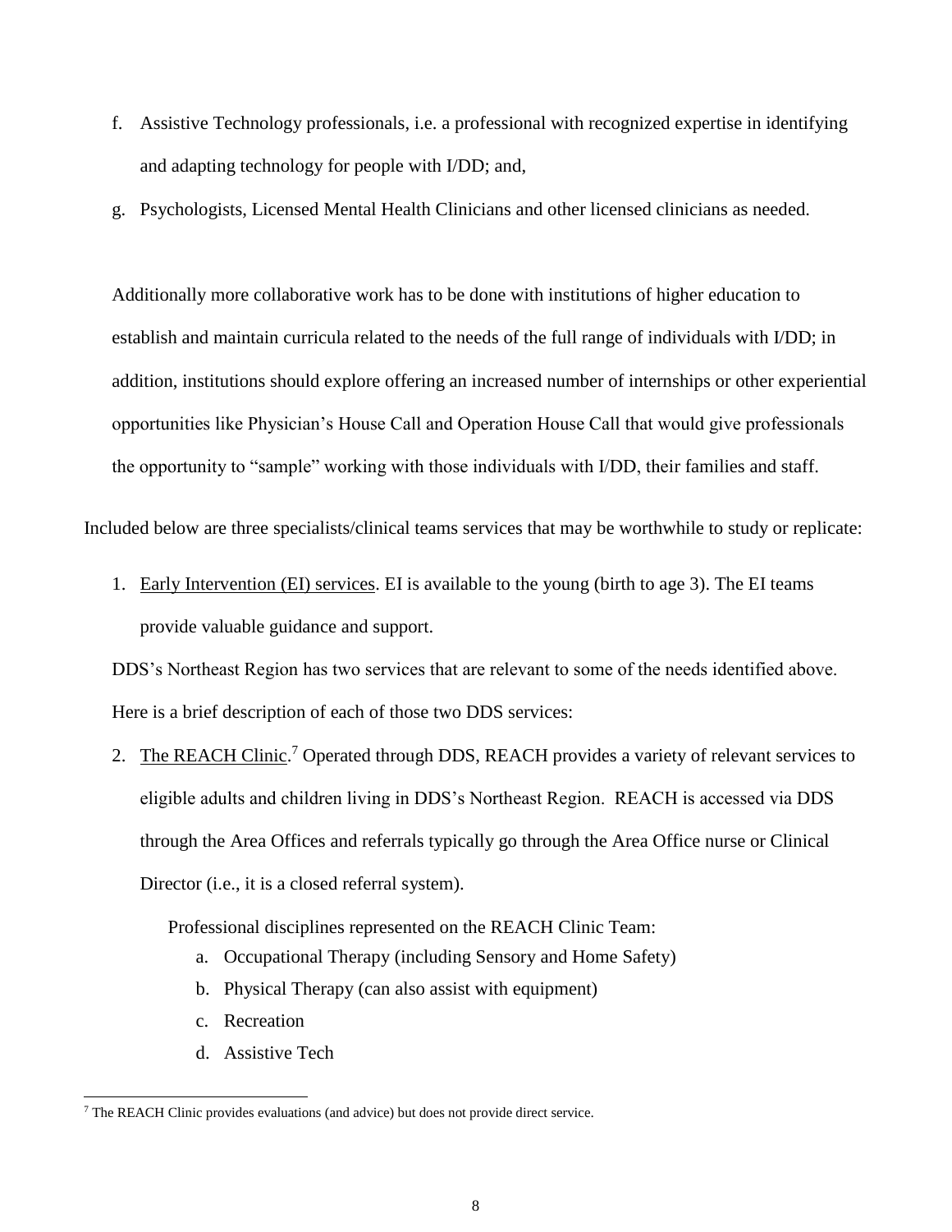f. Assistive Technology professionals, i.e. a professional with recognized expertise in identifying and adapting technology for people with I/DD; and,

g. Psychologists, Licensed Mental Health Clinicians and other licensed clinicians as needed.

Additionally more collaborative work has to be done with institutions of higher education to establish and maintain curricula related to the needs of the full range of individuals with I/DD; in addition, institutions should explore offering an increased number of internships or other experiential opportunities like Physician's House Call and Operation House Call that would give professionals the opportunity to "sample" working with those individuals with I/DD, their families and staff.

Included below are three specialists/clinical teams services that may be worthwhile to study or replicate:

1. Early Intervention (EI) services. EI is available to the young (birth to age 3). The EI teams provide valuable guidance and support.

DDS's Northeast Region has two services that are relevant to some of the needs identified above. Here is a brief description of each of those two DDS services:

2. The REACH Clinic.[7] Operated through DDS, REACH provides a variety of relevant services to eligible adults and children living in DDS's Northeast Region. REACH is accessed via DDS through the Area Offices and referrals typically go through the Area Office nurse or Clinical Director (i.e., it is a closed referral system).

   Professional disciplines represented on the REACH Clinic Team:

   a. Occupational Therapy (including Sensory and Home Safety)
   b. Physical Therapy (can also assist with equipment)
   c. Recreation
   d. Assistive Tech

[7] The REACH Clinic provides evaluations (and advice) but does not provide direct service.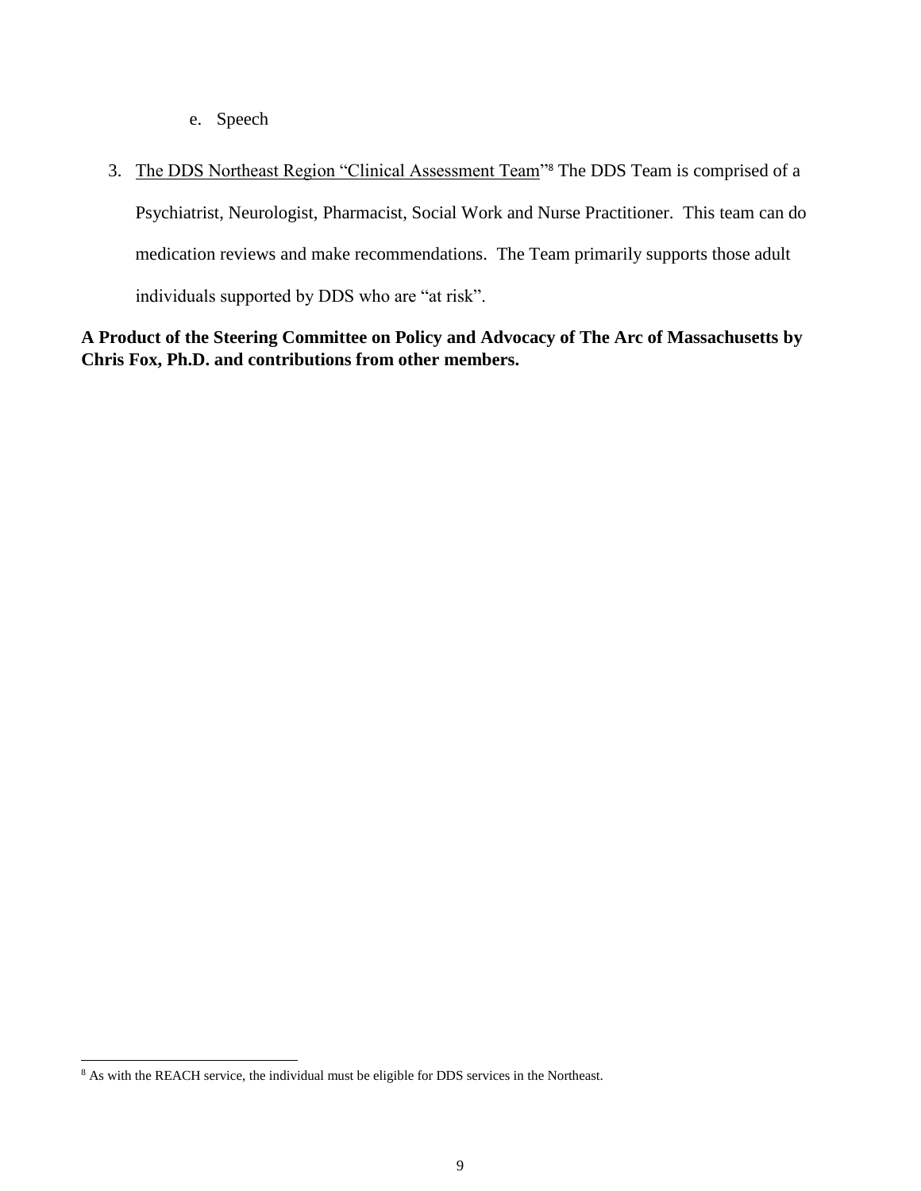e. Speech

3. <u>The DDS Northeast Region "Clinical Assessment Team"</u>[8] The DDS Team is comprised of a Psychiatrist, Neurologist, Pharmacist, Social Work and Nurse Practitioner. This team can do medication reviews and make recommendations. The Team primarily supports those adult individuals supported by DDS who are "at risk".

**A Product of the Steering Committee on Policy and Advocacy of The Arc of Massachusetts by Chris Fox, Ph.D. and contributions from other members.**

---

[8] As with the REACH service, the individual must be eligible for DDS services in the Northeast.